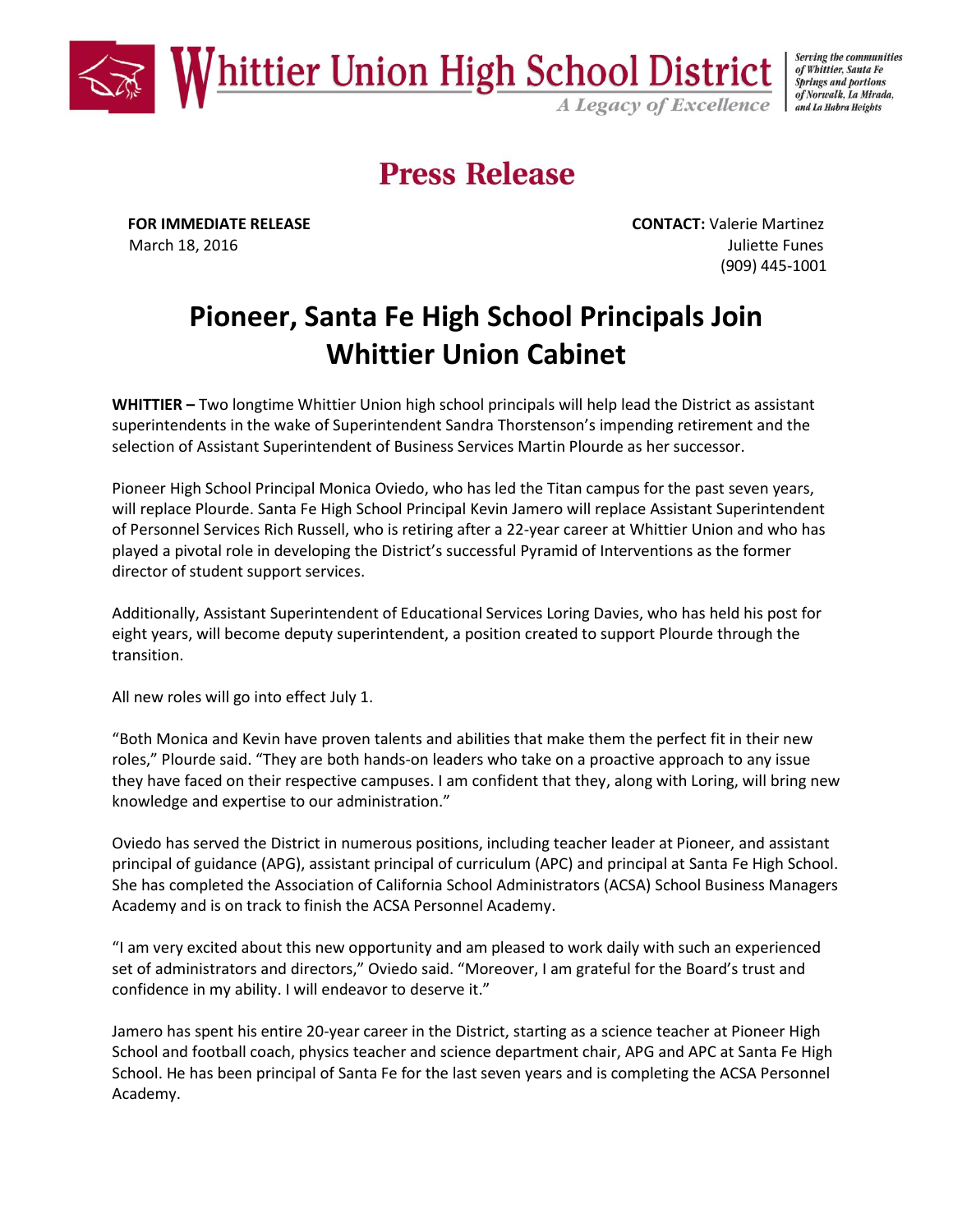**Whittier Union High School District**
*A Legacy of Excellence*

*Serving the communities of Whittier, Santa Fe Springs and portions of Norwalk, La Mirada, and La Habra Heights*

# Press Release

**FOR IMMEDIATE RELEASE**
March 18, 2016

**CONTACT:** Valerie Martinez
Juliette Funes
(909) 445-1001

## Pioneer, Santa Fe High School Principals Join Whittier Union Cabinet

**WHITTIER –** Two longtime Whittier Union high school principals will help lead the District as assistant superintendents in the wake of Superintendent Sandra Thorstenson's impending retirement and the selection of Assistant Superintendent of Business Services Martin Plourde as her successor.

Pioneer High School Principal Monica Oviedo, who has led the Titan campus for the past seven years, will replace Plourde. Santa Fe High School Principal Kevin Jamero will replace Assistant Superintendent of Personnel Services Rich Russell, who is retiring after a 22-year career at Whittier Union and who has played a pivotal role in developing the District's successful Pyramid of Interventions as the former director of student support services.

Additionally, Assistant Superintendent of Educational Services Loring Davies, who has held his post for eight years, will become deputy superintendent, a position created to support Plourde through the transition.

All new roles will go into effect July 1.

"Both Monica and Kevin have proven talents and abilities that make them the perfect fit in their new roles," Plourde said. "They are both hands-on leaders who take on a proactive approach to any issue they have faced on their respective campuses. I am confident that they, along with Loring, will bring new knowledge and expertise to our administration."

Oviedo has served the District in numerous positions, including teacher leader at Pioneer, and assistant principal of guidance (APG), assistant principal of curriculum (APC) and principal at Santa Fe High School. She has completed the Association of California School Administrators (ACSA) School Business Managers Academy and is on track to finish the ACSA Personnel Academy.

"I am very excited about this new opportunity and am pleased to work daily with such an experienced set of administrators and directors," Oviedo said. "Moreover, I am grateful for the Board's trust and confidence in my ability. I will endeavor to deserve it."

Jamero has spent his entire 20-year career in the District, starting as a science teacher at Pioneer High School and football coach, physics teacher and science department chair, APG and APC at Santa Fe High School. He has been principal of Santa Fe for the last seven years and is completing the ACSA Personnel Academy.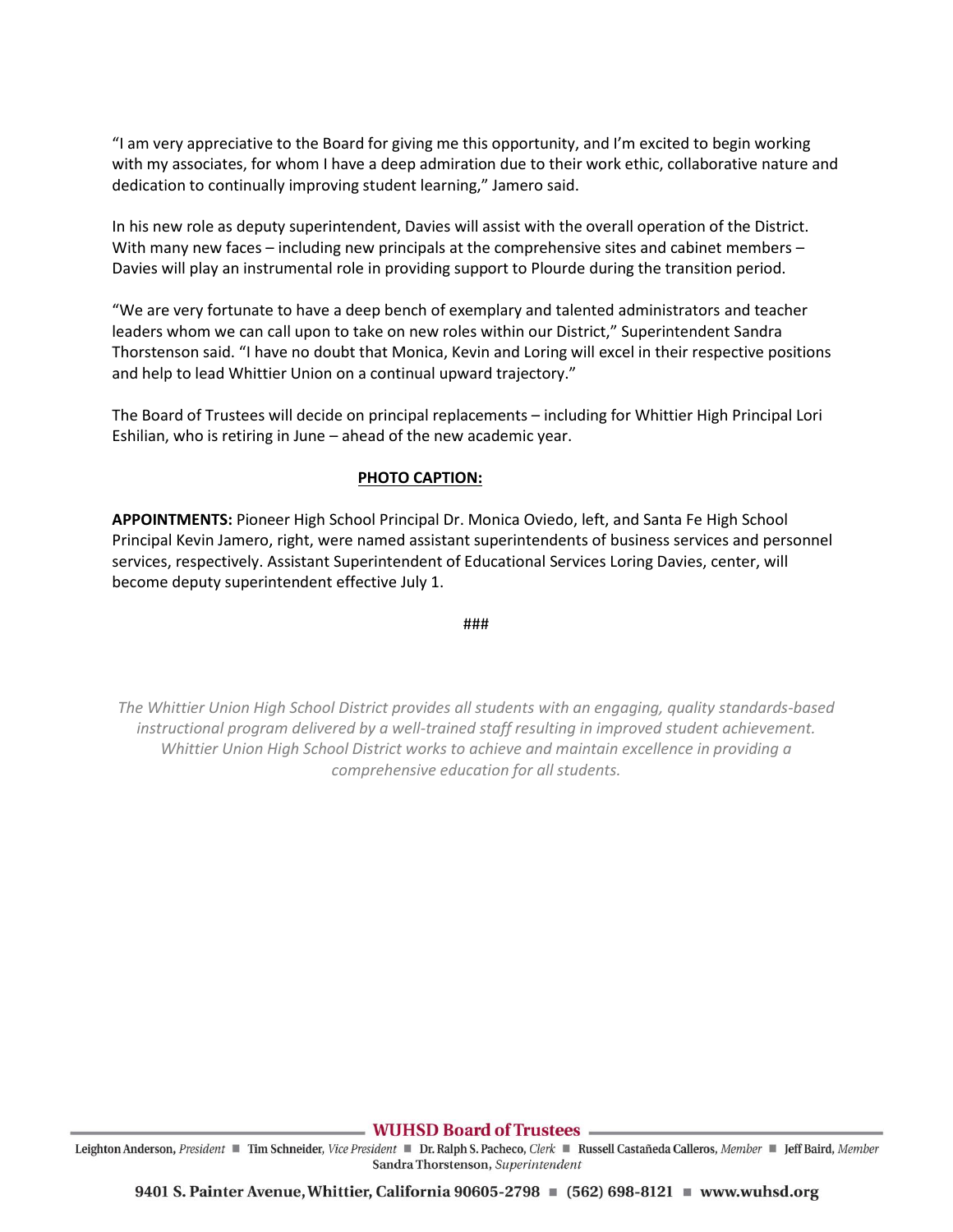"I am very appreciative to the Board for giving me this opportunity, and I'm excited to begin working with my associates, for whom I have a deep admiration due to their work ethic, collaborative nature and dedication to continually improving student learning," Jamero said.

In his new role as deputy superintendent, Davies will assist with the overall operation of the District. With many new faces – including new principals at the comprehensive sites and cabinet members – Davies will play an instrumental role in providing support to Plourde during the transition period.

"We are very fortunate to have a deep bench of exemplary and talented administrators and teacher leaders whom we can call upon to take on new roles within our District," Superintendent Sandra Thorstenson said. "I have no doubt that Monica, Kevin and Loring will excel in their respective positions and help to lead Whittier Union on a continual upward trajectory."

The Board of Trustees will decide on principal replacements – including for Whittier High Principal Lori Eshilian, who is retiring in June – ahead of the new academic year.

**PHOTO CAPTION:**

**APPOINTMENTS:** Pioneer High School Principal Dr. Monica Oviedo, left, and Santa Fe High School Principal Kevin Jamero, right, were named assistant superintendents of business services and personnel services, respectively. Assistant Superintendent of Educational Services Loring Davies, center, will become deputy superintendent effective July 1.

###

*The Whittier Union High School District provides all students with an engaging, quality standards-based instructional program delivered by a well-trained staff resulting in improved student achievement. Whittier Union High School District works to achieve and maintain excellence in providing a comprehensive education for all students.*

**WUHSD Board of Trustees**

**Leighton Anderson**, *President* ■ **Tim Schneider**, *Vice President* ■ **Dr. Ralph S. Pacheco**, *Clerk* ■ **Russell Castañeda Calleros**, *Member* ■ **Jeff Baird**, *Member*
**Sandra Thorstenson**, *Superintendent*

**9401 S. Painter Avenue, Whittier, California 90605-2798 ■ (562) 698-8121 ■ www.wuhsd.org**